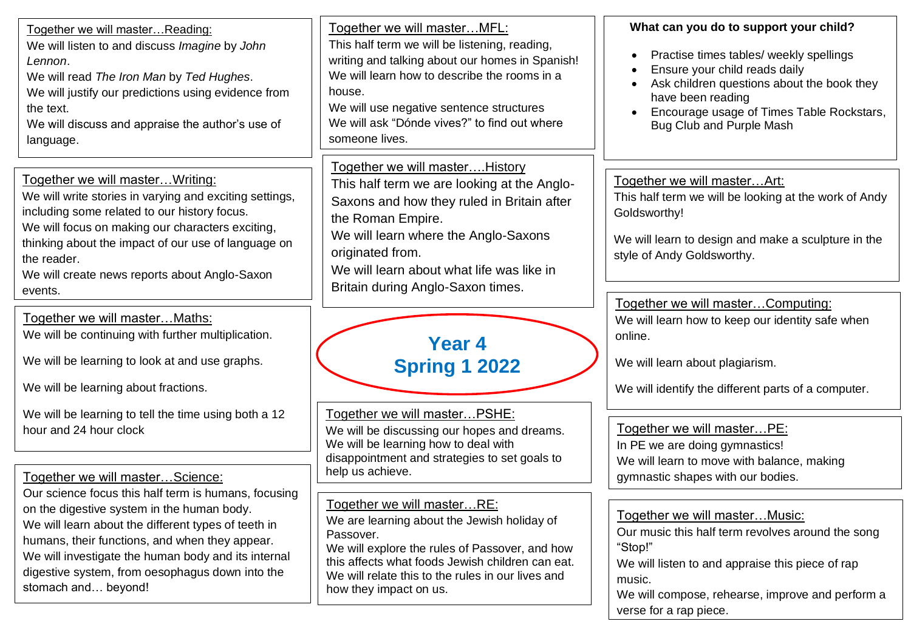# Year 4 Spring 1 2022

## Together we will master…Reading:

We will listen to and discuss *Imagine* by *John Lennon*.
We will read *The Iron Man* by *Ted Hughes*.
We will justify our predictions using evidence from the text.
We will discuss and appraise the author's use of language.

## Together we will master…Writing:

We will write stories in varying and exciting settings, including some related to our history focus.
We will focus on making our characters exciting, thinking about the impact of our use of language on the reader.
We will create news reports about Anglo-Saxon events.

## Together we will master…Maths:

We will be continuing with further multiplication.

We will be learning to look at and use graphs.

We will be learning about fractions.

We will be learning to tell the time using both a 12 hour and 24 hour clock

## Together we will master…Science:

Our science focus this half term is humans, focusing on the digestive system in the human body.
We will learn about the different types of teeth in humans, their functions, and when they appear.
We will investigate the human body and its internal digestive system, from oesophagus down into the stomach and… beyond!

## Together we will master…MFL:

This half term we will be listening, reading, writing and talking about our homes in Spanish!
We will learn how to describe the rooms in a house.
We will use negative sentence structures
We will ask "Dónde vives?" to find out where someone lives.

## Together we will master….History

This half term we are looking at the Anglo-Saxons and how they ruled in Britain after the Roman Empire.
We will learn where the Anglo-Saxons originated from.
We will learn about what life was like in Britain during Anglo-Saxon times.

## Together we will master…PSHE:

We will be discussing our hopes and dreams.
We will be learning how to deal with disappointment and strategies to set goals to help us achieve.

## Together we will master…RE:

We are learning about the Jewish holiday of Passover.
We will explore the rules of Passover, and how this affects what foods Jewish children can eat.
We will relate this to the rules in our lives and how they impact on us.

## What can you do to support your child?

- Practise times tables/ weekly spellings
- Ensure your child reads daily
- Ask children questions about the book they have been reading
- Encourage usage of Times Table Rockstars, Bug Club and Purple Mash

## Together we will master…Art:

This half term we will be looking at the work of Andy Goldsworthy!

We will learn to design and make a sculpture in the style of Andy Goldsworthy.

## Together we will master…Computing:

We will learn how to keep our identity safe when online.

We will learn about plagiarism.

We will identify the different parts of a computer.

## Together we will master…PE:

In PE we are doing gymnastics!
We will learn to move with balance, making gymnastic shapes with our bodies.

## Together we will master…Music:

Our music this half term revolves around the song "Stop!"
We will listen to and appraise this piece of rap music.
We will compose, rehearse, improve and perform a verse for a rap piece.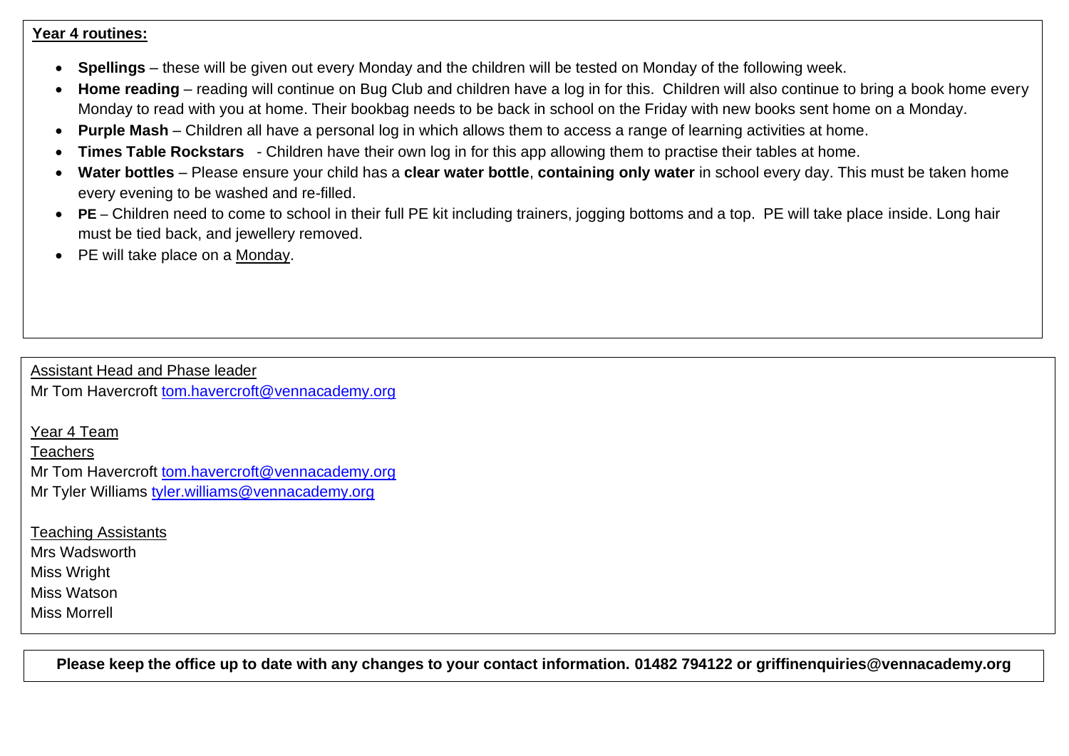**Year 4 routines:**

- **Spellings** – these will be given out every Monday and the children will be tested on Monday of the following week.
- **Home reading** – reading will continue on Bug Club and children have a log in for this. Children will also continue to bring a book home every Monday to read with you at home. Their bookbag needs to be back in school on the Friday with new books sent home on a Monday.
- **Purple Mash** – Children all have a personal log in which allows them to access a range of learning activities at home.
- **Times Table Rockstars** - Children have their own log in for this app allowing them to practise their tables at home.
- **Water bottles** – Please ensure your child has a **clear water bottle**, **containing only water** in school every day. This must be taken home every evening to be washed and re-filled.
- **PE** – Children need to come to school in their full PE kit including trainers, jogging bottoms and a top. PE will take place inside. Long hair must be tied back, and jewellery removed.
- PE will take place on a Monday.

Assistant Head and Phase leader
Mr Tom Havercroft tom.havercroft@vennacademy.org

Year 4 Team
Teachers
Mr Tom Havercroft tom.havercroft@vennacademy.org
Mr Tyler Williams tyler.williams@vennacademy.org

Teaching Assistants
Mrs Wadsworth
Miss Wright
Miss Watson
Miss Morrell

**Please keep the office up to date with any changes to your contact information. 01482 794122 or griffinenquiries@vennacademy.org**